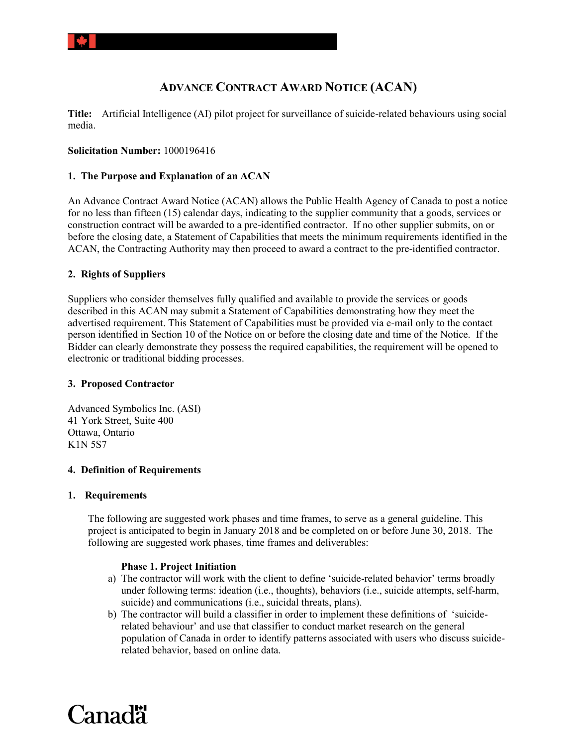# ADVANCE CONTRACT AWARD NOTICE (ACAN)

**Title:** Artificial Intelligence (AI) pilot project for surveillance of suicide-related behaviours using social media.

**Solicitation Number:** 1000196416

## 1. The Purpose and Explanation of an ACAN

An Advance Contract Award Notice (ACAN) allows the Public Health Agency of Canada to post a notice for no less than fifteen (15) calendar days, indicating to the supplier community that a goods, services or construction contract will be awarded to a pre-identified contractor. If no other supplier submits, on or before the closing date, a Statement of Capabilities that meets the minimum requirements identified in the ACAN, the Contracting Authority may then proceed to award a contract to the pre-identified contractor.

## 2. Rights of Suppliers

Suppliers who consider themselves fully qualified and available to provide the services or goods described in this ACAN may submit a Statement of Capabilities demonstrating how they meet the advertised requirement. This Statement of Capabilities must be provided via e-mail only to the contact person identified in Section 10 of the Notice on or before the closing date and time of the Notice. If the Bidder can clearly demonstrate they possess the required capabilities, the requirement will be opened to electronic or traditional bidding processes.

## 3. Proposed Contractor

Advanced Symbolics Inc. (ASI)
41 York Street, Suite 400
Ottawa, Ontario
K1N 5S7

## 4. Definition of Requirements

### 1. Requirements

The following are suggested work phases and time frames, to serve as a general guideline. This project is anticipated to begin in January 2018 and be completed on or before June 30, 2018. The following are suggested work phases, time frames and deliverables:

**Phase 1. Project Initiation**

a) The contractor will work with the client to define 'suicide-related behavior' terms broadly under following terms: ideation (i.e., thoughts), behaviors (i.e., suicide attempts, self-harm, suicide) and communications (i.e., suicidal threats, plans).

b) The contractor will build a classifier in order to implement these definitions of 'suicide-related behaviour' and use that classifier to conduct market research on the general population of Canada in order to identify patterns associated with users who discuss suicide-related behavior, based on online data.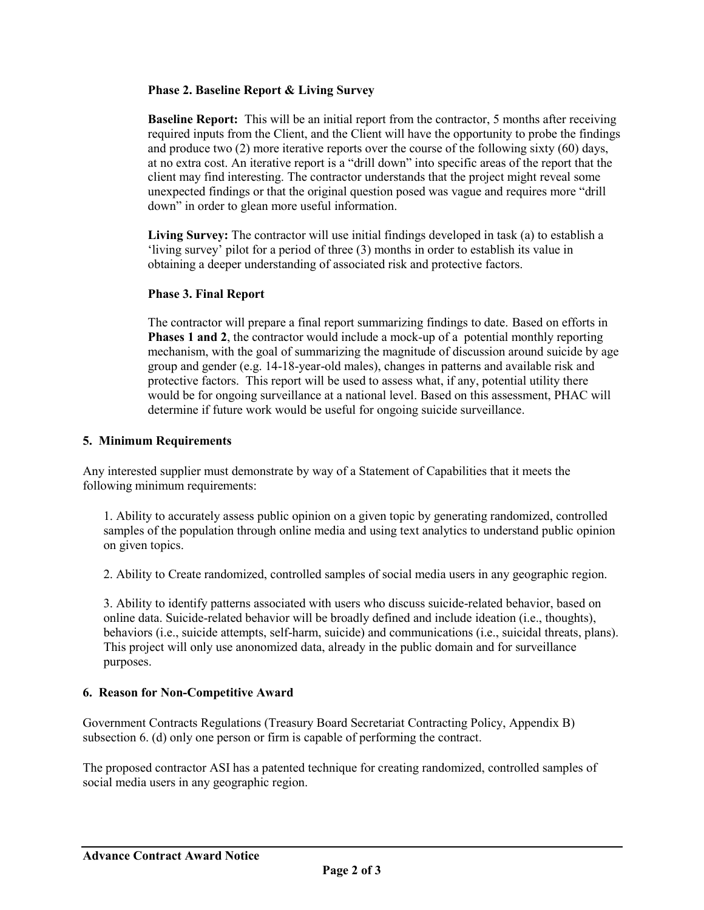**Phase 2. Baseline Report & Living Survey**

**Baseline Report:** This will be an initial report from the contractor, 5 months after receiving required inputs from the Client, and the Client will have the opportunity to probe the findings and produce two (2) more iterative reports over the course of the following sixty (60) days, at no extra cost. An iterative report is a "drill down" into specific areas of the report that the client may find interesting. The contractor understands that the project might reveal some unexpected findings or that the original question posed was vague and requires more "drill down" in order to glean more useful information.

**Living Survey:** The contractor will use initial findings developed in task (a) to establish a 'living survey' pilot for a period of three (3) months in order to establish its value in obtaining a deeper understanding of associated risk and protective factors.

**Phase 3. Final Report**

The contractor will prepare a final report summarizing findings to date. Based on efforts in **Phases 1 and 2**, the contractor would include a mock-up of a potential monthly reporting mechanism, with the goal of summarizing the magnitude of discussion around suicide by age group and gender (e.g. 14-18-year-old males), changes in patterns and available risk and protective factors. This report will be used to assess what, if any, potential utility there would be for ongoing surveillance at a national level. Based on this assessment, PHAC will determine if future work would be useful for ongoing suicide surveillance.

## 5. Minimum Requirements

Any interested supplier must demonstrate by way of a Statement of Capabilities that it meets the following minimum requirements:

1. Ability to accurately assess public opinion on a given topic by generating randomized, controlled samples of the population through online media and using text analytics to understand public opinion on given topics.

2. Ability to Create randomized, controlled samples of social media users in any geographic region.

3. Ability to identify patterns associated with users who discuss suicide-related behavior, based on online data. Suicide-related behavior will be broadly defined and include ideation (i.e., thoughts), behaviors (i.e., suicide attempts, self-harm, suicide) and communications (i.e., suicidal threats, plans). This project will only use anonomized data, already in the public domain and for surveillance purposes.

## 6. Reason for Non-Competitive Award

Government Contracts Regulations (Treasury Board Secretariat Contracting Policy, Appendix B) subsection 6. (d) only one person or firm is capable of performing the contract.

The proposed contractor ASI has a patented technique for creating randomized, controlled samples of social media users in any geographic region.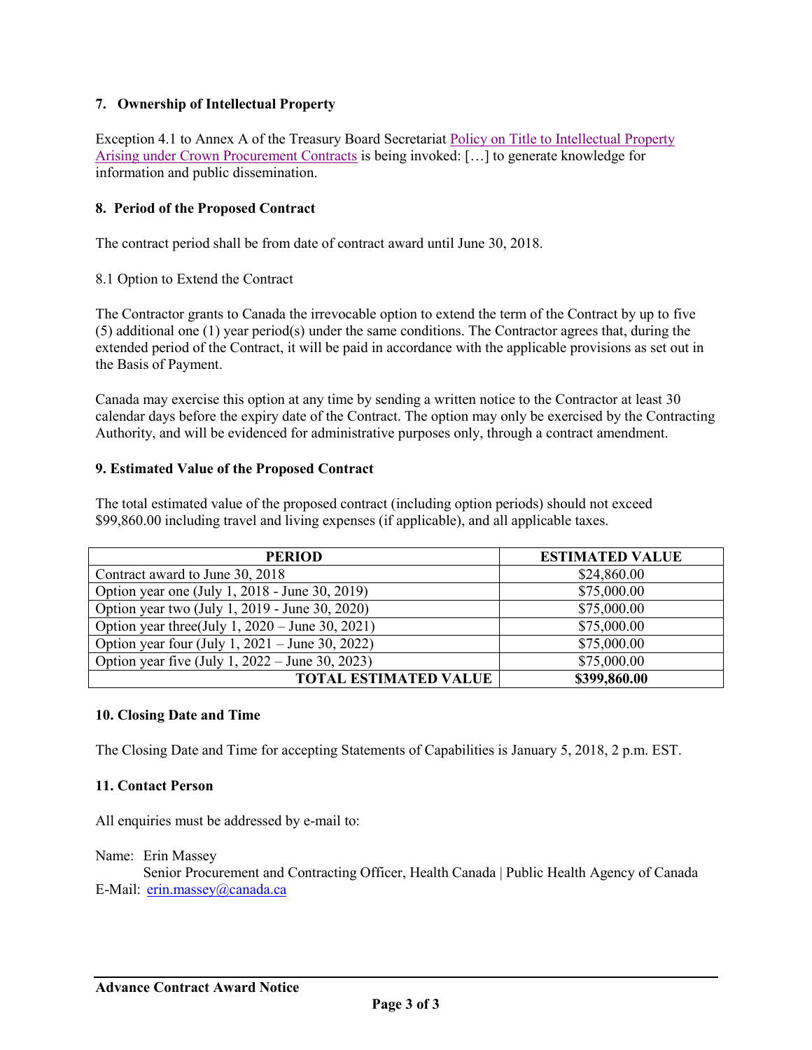### 7. Ownership of Intellectual Property

Exception 4.1 to Annex A of the Treasury Board Secretariat Policy on Title to Intellectual Property Arising under Crown Procurement Contracts is being invoked: […] to generate knowledge for information and public dissemination.

### 8. Period of the Proposed Contract

The contract period shall be from date of contract award until June 30, 2018.

8.1 Option to Extend the Contract

The Contractor grants to Canada the irrevocable option to extend the term of the Contract by up to five (5) additional one (1) year period(s) under the same conditions. The Contractor agrees that, during the extended period of the Contract, it will be paid in accordance with the applicable provisions as set out in the Basis of Payment.

Canada may exercise this option at any time by sending a written notice to the Contractor at least 30 calendar days before the expiry date of the Contract. The option may only be exercised by the Contracting Authority, and will be evidenced for administrative purposes only, through a contract amendment.

### 9. Estimated Value of the Proposed Contract

The total estimated value of the proposed contract (including option periods) should not exceed $99,860.00 including travel and living expenses (if applicable), and all applicable taxes.

| PERIOD | ESTIMATED VALUE |
|---|---|
| Contract award to June 30, 2018 | $24,860.00 |
| Option year one (July 1, 2018 - June 30, 2019) | $75,000.00 |
| Option year two (July 1, 2019 - June 30, 2020) | $75,000.00 |
| Option year three(July 1, 2020 – June 30, 2021) | $75,000.00 |
| Option year four (July 1, 2021 – June 30, 2022) | $75,000.00 |
| Option year five (July 1, 2022 – June 30, 2023) | $75,000.00 |
| **TOTAL ESTIMATED VALUE** | **$399,860.00** |

### 10. Closing Date and Time

The Closing Date and Time for accepting Statements of Capabilities is January 5, 2018, 2 p.m. EST.

### 11. Contact Person

All enquiries must be addressed by e-mail to:

Name: Erin Massey
Senior Procurement and Contracting Officer, Health Canada | Public Health Agency of Canada
E-Mail: erin.massey@canada.ca